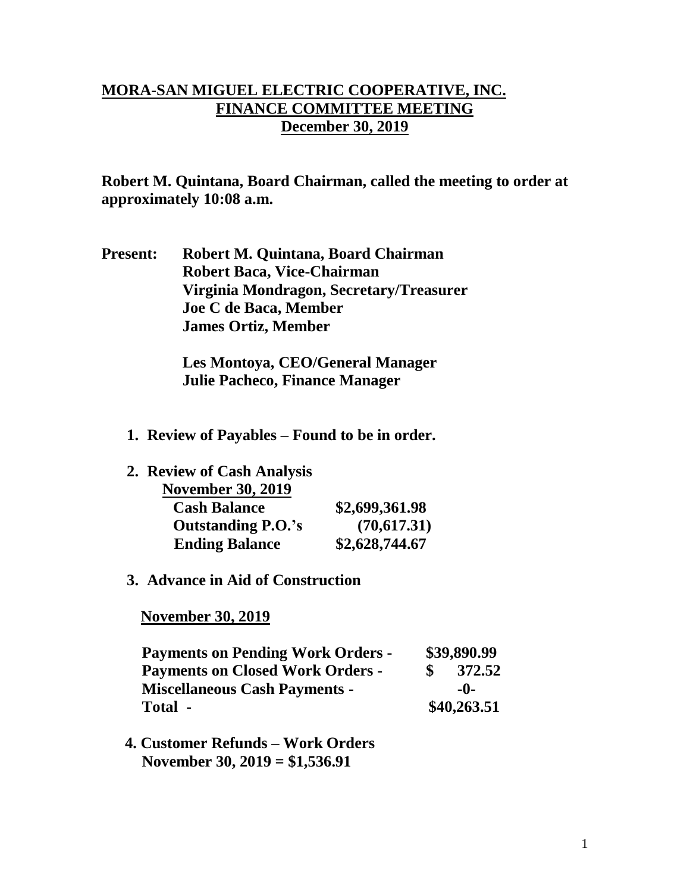# MORA-SAN MIGUEL ELECTRIC COOPERATIVE, INC.
## FINANCE COMMITTEE MEETING
## December 30, 2019

**Robert M. Quintana, Board Chairman, called the meeting to order at approximately 10:08 a.m.**

**Present:** **Robert M. Quintana, Board Chairman**
**Robert Baca, Vice-Chairman**
**Virginia Mondragon, Secretary/Treasurer**
**Joe C de Baca, Member**
**James Ortiz, Member**

**Les Montoya, CEO/General Manager**
**Julie Pacheco, Finance Manager**

1. **Review of Payables – Found to be in order.**

2. **Review of Cash Analysis**

   **November 30, 2019**

| | |
|---|---|
| **Cash Balance** | **$2,699,361.98** |
| **Outstanding P.O.'s** | **(70,617.31)** |
| **Ending Balance** | **$2,628,744.67** |

3. **Advance in Aid of Construction**

   **November 30, 2019**

| | |
|---|---|
| **Payments on Pending Work Orders -** | **$39,890.99** |
| **Payments on Closed Work Orders -** | **$ 372.52** |
| **Miscellaneous Cash Payments -** | **-0-** |
| **Total -** | **$40,263.51** |

4. **Customer Refunds – Work Orders**
   **November 30, 2019 = $1,536.91**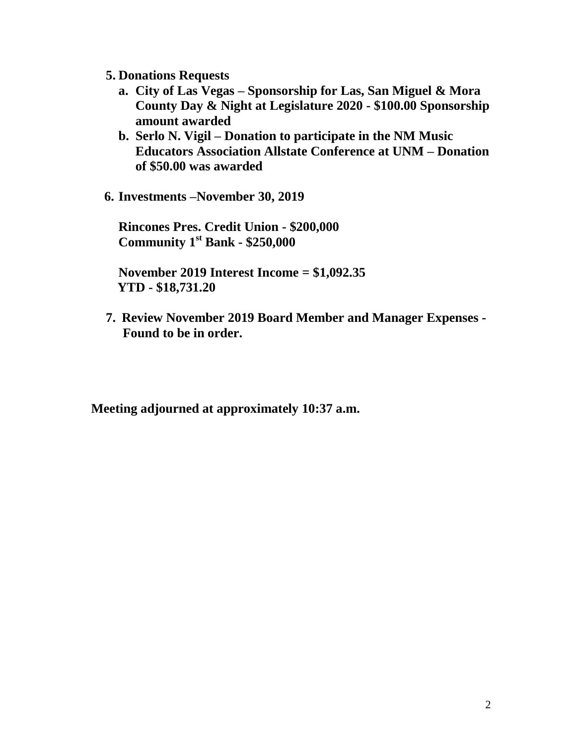5. **Donations Requests**
    a. **City of Las Vegas – Sponsorship for Las, San Miguel & Mora County Day & Night at Legislature 2020 - $100.00 Sponsorship amount awarded**
    b. **Serlo N. Vigil – Donation to participate in the NM Music Educators Association Allstate Conference at UNM – Donation of $50.00 was awarded**

6. **Investments –November 30, 2019**

    **Rincones Pres. Credit Union - $200,000**
    **Community 1st Bank - $250,000**

    **November 2019 Interest Income = $1,092.35**
    **YTD - $18,731.20**

7. **Review November 2019 Board Member and Manager Expenses - Found to be in order.**

**Meeting adjourned at approximately 10:37 a.m.**